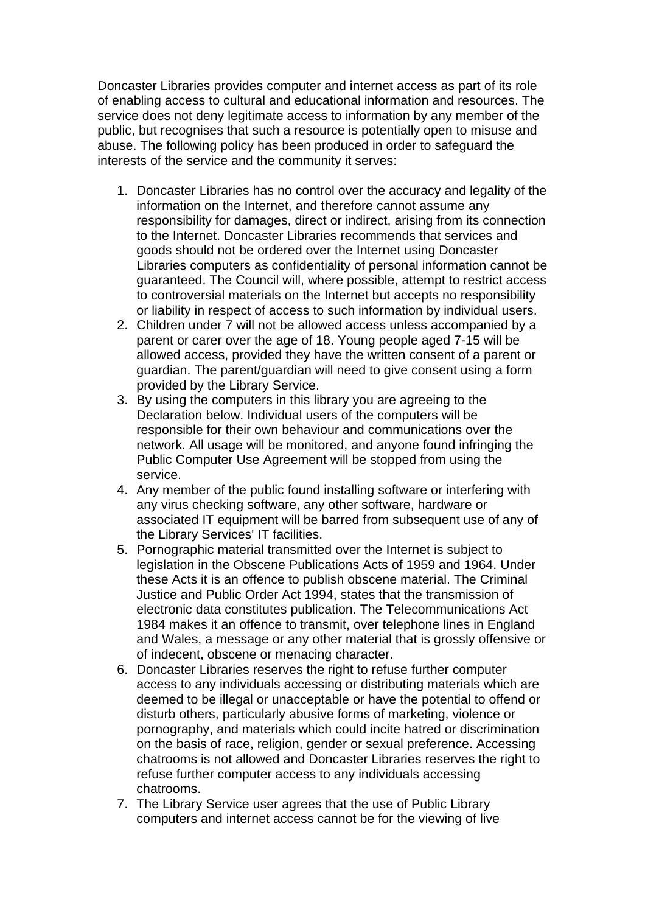Doncaster Libraries provides computer and internet access as part of its role of enabling access to cultural and educational information and resources. The service does not deny legitimate access to information by any member of the public, but recognises that such a resource is potentially open to misuse and abuse. The following policy has been produced in order to safeguard the interests of the service and the community it serves:

1. Doncaster Libraries has no control over the accuracy and legality of the information on the Internet, and therefore cannot assume any responsibility for damages, direct or indirect, arising from its connection to the Internet. Doncaster Libraries recommends that services and goods should not be ordered over the Internet using Doncaster Libraries computers as confidentiality of personal information cannot be guaranteed. The Council will, where possible, attempt to restrict access to controversial materials on the Internet but accepts no responsibility or liability in respect of access to such information by individual users.
2. Children under 7 will not be allowed access unless accompanied by a parent or carer over the age of 18. Young people aged 7-15 will be allowed access, provided they have the written consent of a parent or guardian. The parent/guardian will need to give consent using a form provided by the Library Service.
3. By using the computers in this library you are agreeing to the Declaration below. Individual users of the computers will be responsible for their own behaviour and communications over the network. All usage will be monitored, and anyone found infringing the Public Computer Use Agreement will be stopped from using the service.
4. Any member of the public found installing software or interfering with any virus checking software, any other software, hardware or associated IT equipment will be barred from subsequent use of any of the Library Services' IT facilities.
5. Pornographic material transmitted over the Internet is subject to legislation in the Obscene Publications Acts of 1959 and 1964. Under these Acts it is an offence to publish obscene material. The Criminal Justice and Public Order Act 1994, states that the transmission of electronic data constitutes publication. The Telecommunications Act 1984 makes it an offence to transmit, over telephone lines in England and Wales, a message or any other material that is grossly offensive or of indecent, obscene or menacing character.
6. Doncaster Libraries reserves the right to refuse further computer access to any individuals accessing or distributing materials which are deemed to be illegal or unacceptable or have the potential to offend or disturb others, particularly abusive forms of marketing, violence or pornography, and materials which could incite hatred or discrimination on the basis of race, religion, gender or sexual preference. Accessing chatrooms is not allowed and Doncaster Libraries reserves the right to refuse further computer access to any individuals accessing chatrooms.
7. The Library Service user agrees that the use of Public Library computers and internet access cannot be for the viewing of live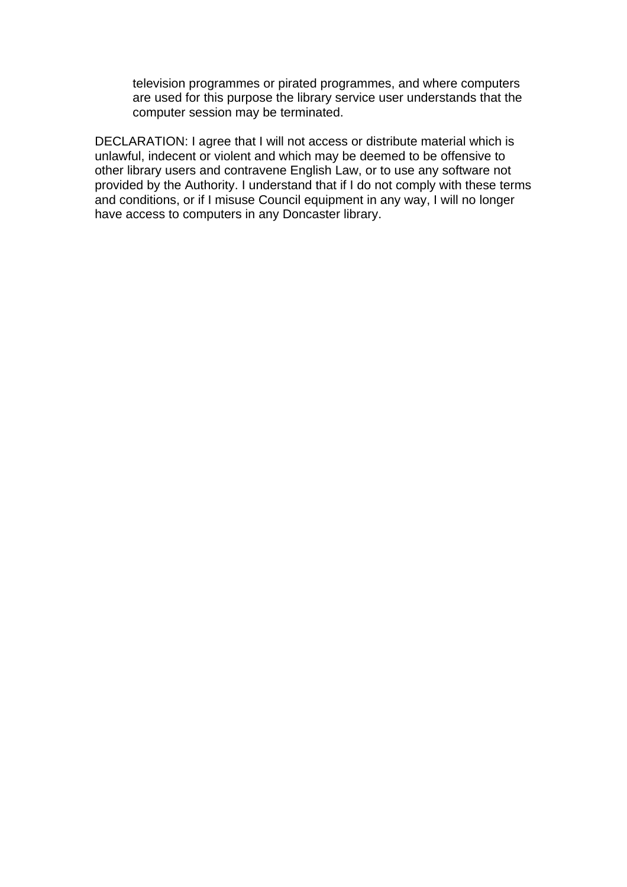television programmes or pirated programmes, and where computers are used for this purpose the library service user understands that the computer session may be terminated.

DECLARATION: I agree that I will not access or distribute material which is unlawful, indecent or violent and which may be deemed to be offensive to other library users and contravene English Law, or to use any software not provided by the Authority. I understand that if I do not comply with these terms and conditions, or if I misuse Council equipment in any way, I will no longer have access to computers in any Doncaster library.